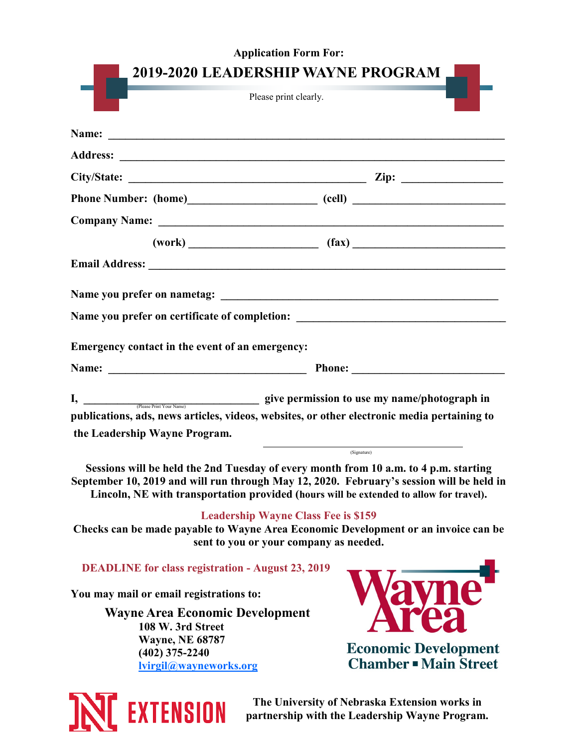Application Form For:

# 2019-2020 LEADERSHIP WAYNE PROGRAM

Please print clearly.

**Name:** ______________________________________________________________________

**Address:** ____________________________________________________________________

**City/State:** ________________________________________ **Zip:** _________________

**Phone Number: (home)**______________________ **(cell)** __________________________

**Company Name:** _______________________________________________________________

**(work)** ______________________ **(fax)** __________________________

**Email Address:** ______________________________________________________________

**Name you prefer on nametag:** ________________________________________________

**Name you prefer on certificate of completion:** _____________________________________

**Emergency contact in the event of an emergency:**

**Name:** __________________________________ **Phone:** ____________________________

**I,** ______________________________ **give permission to use my name/photograph in publications, ads, news articles, videos, websites, or other electronic media pertaining to the Leadership Wayne Program.**

(Please Print Your Name)

______________________________________

(Signature)

**Sessions will be held the 2nd Tuesday of every month from 10 a.m. to 4 p.m. starting September 10, 2019 and will run through May 12, 2020. February's session will be held in Lincoln, NE with transportation provided (hours will be extended to allow for travel).**

**Leadership Wayne Class Fee is $159**

**Checks can be made payable to Wayne Area Economic Development or an invoice can be sent to you or your company as needed.**

**DEADLINE for class registration - August 23, 2019**

**You may mail or email registrations to:**

**Wayne Area Economic Development**
**108 W. 3rd Street**
**Wayne, NE 68787**
**(402) 375-2240**
**lvirgil@wayneworks.org**

Wayne Area
Economic Development
Chamber ▪ Main Street

N EXTENSION

**The University of Nebraska Extension works in partnership with the Leadership Wayne Program.**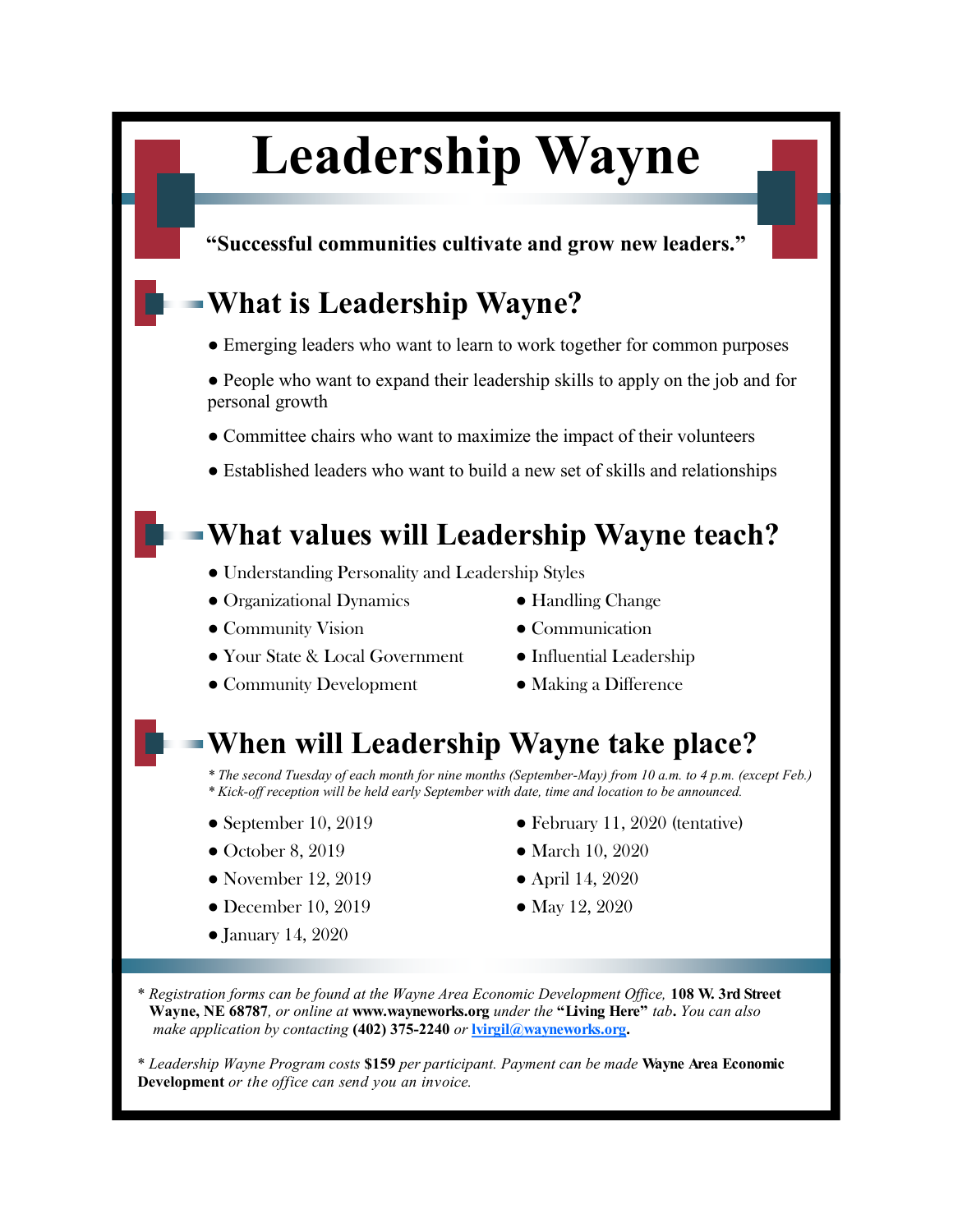# Leadership Wayne

**"Successful communities cultivate and grow new leaders."**

## What is Leadership Wayne?

- Emerging leaders who want to learn to work together for common purposes
- People who want to expand their leadership skills to apply on the job and for personal growth
- Committee chairs who want to maximize the impact of their volunteers
- Established leaders who want to build a new set of skills and relationships

## What values will Leadership Wayne teach?

- Understanding Personality and Leadership Styles
- Organizational Dynamics
- Community Vision
- Your State & Local Government
- Community Development
- Handling Change
- Communication
- Influential Leadership
- Making a Difference

## When will Leadership Wayne take place?

*\* The second Tuesday of each month for nine months (September-May) from 10 a.m. to 4 p.m. (except Feb.)*
*\* Kick-off reception will be held early September with date, time and location to be announced.*

- September 10, 2019
- October 8, 2019
- November 12, 2019
- December 10, 2019
- January 14, 2020
- February 11, 2020 (tentative)
- March 10, 2020
- April 14, 2020
- May 12, 2020

\* *Registration forms can be found at the Wayne Area Economic Development Office,* **108 W. 3rd Street Wayne, NE 68787***, or online at* **www.wayneworks.org** *under the* **"Living Here"** *tab***.** *You can also make application by contacting* **(402) 375-2240** *or* **lvirgil@wayneworks.org**.

\* *Leadership Wayne Program costs* **$159** *per participant. Payment can be made* **Wayne Area Economic Development** *or the office can send you an invoice.*